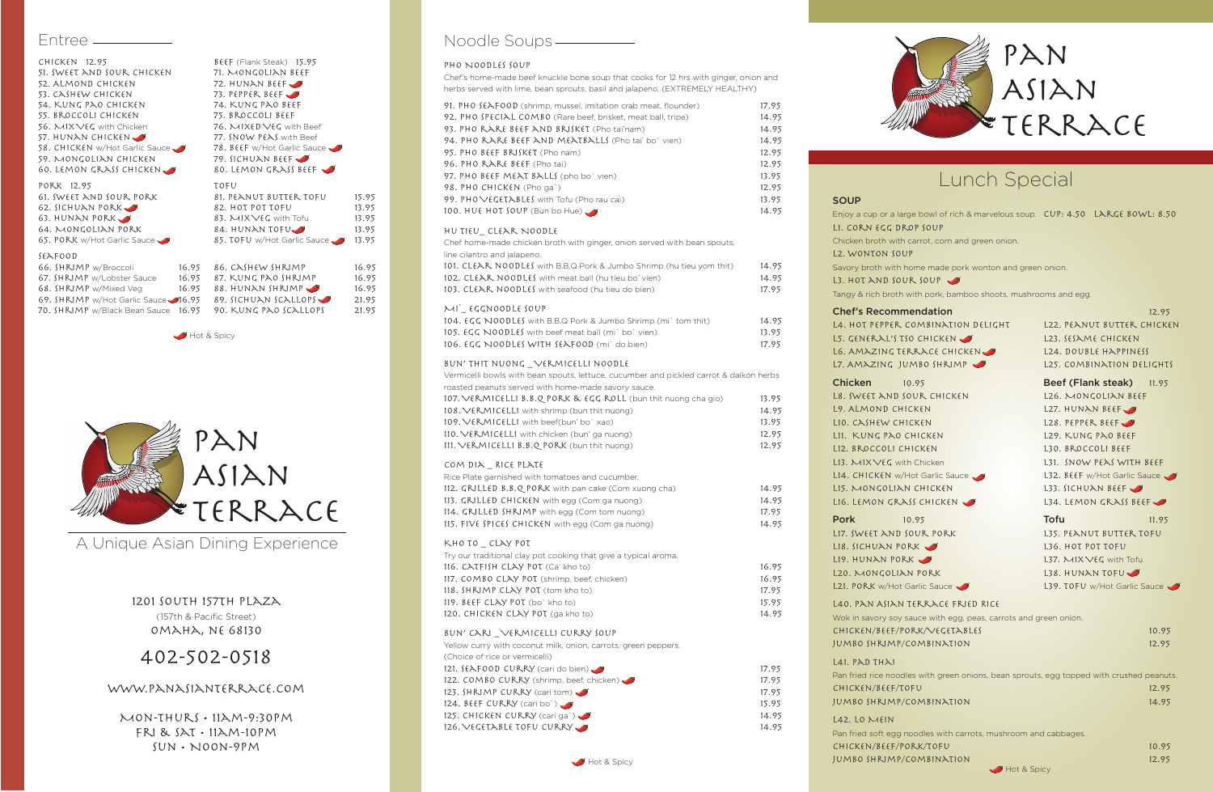## Entree

**CHICKEN 12.95**

51. SWEET AND SOUR CHICKEN
52. ALMOND CHICKEN
53. CASHEW CHICKEN
54. KUNG PAO CHICKEN
55. BROCCOLI CHICKEN
56. MIX VEG with Chicken
57. HUNAN CHICKEN 🌶
58. CHICKEN w/Hot Garlic Sauce 🌶
59. MONGOLIAN CHICKEN
60. LEMON GRASS CHICKEN 🌶

**PORK 12.95**

61. SWEET AND SOUR PORK
62. SICHUAN PORK 🌶
63. HUNAN PORK 🌶
64. MONGOLIAN PORK
65. PORK w/Hot Garlic Sauce 🌶

**SEAFOOD**

| Item | Price |
|---|---|
| 66. SHRIMP w/Broccoli | 16.95 |
| 67. SHRIMP w/Lobster Sauce | 16.95 |
| 68. SHRIMP w/Mixed Veg | 16.95 |
| 69. SHRIMP w/Hot Garlic Sauce 🌶 | 16.95 |
| 70. SHRIMP w/Black Bean Sauce | 16.95 |

**BEEF (Flank Steak) 15.95**

71. MONGOLIAN BEEF
72. HUNAN BEEF 🌶
73. PEPPER BEEF 🌶
74. KUNG PAO BEEF
75. BROCCOLI BEEF
76. MIXED VEG with Beef
77. SNOW PEAS with Beef
78. BEEF w/Hot Garlic Sauce 🌶
79. SICHUAN BEEF 🌶
80. LEMON GRASS BEEF 🌶

**TOFU**

| Item | Price |
|---|---|
| 81. PEANUT BUTTER TOFU | 15.95 |
| 82. HOT POT TOFU | 13.95 |
| 83. MIX VEG with Tofu | 13.95 |
| 84. HUNAN TOFU 🌶 | 13.95 |
| 85. TOFU w/Hot Garlic Sauce 🌶 | 13.95 |

| Item | Price |
|---|---|
| 86. CASHEW SHRIMP | 16.95 |
| 87. KUNG PAO SHRIMP | 16.95 |
| 88. HUNAN SHRIMP 🌶 | 16.95 |
| 89. SICHUAN SCALLOPS 🌶 | 21.95 |
| 90. KUNG PAO SCALLOPS | 21.95 |

🌶 Hot & Spicy

# PAN ASIAN TERRACE

A Unique Asian Dining Experience

1201 SOUTH 157TH PLAZA
(157th & Pacific Street)
OMAHA, NE 68130

402-502-0518

WWW.PANASIANTERRACE.COM

MON-THURS • 11AM-9:30PM
FRI & SAT • 11AM-10PM
SUN • NOON-9PM

## Noodle Soups

### PHO NOODLES SOUP

Chef's home-made beef knuckle bone soup that cooks for 12 hrs with ginger, onion and herbs served with lime, bean sprouts, basil and jalapeno. (EXTREMELY HEALTHY)

| Item | Price |
|---|---|
| 91. PHO SEAFOOD (shrimp, mussel, imitation crab meat, flounder) | 17.95 |
| 92. PHO SPECIAL COMBO (Rare beef, brisket, meat ball, tripe) | 14.95 |
| 93. PHO RARE BEEF AND BRISKET (Pho tai'nam) | 14.95 |
| 94. PHO RARE BEEF AND MEATBALLS (Pho tai' bo' vien) | 14.95 |
| 95. PHO BEEF BRISKET (Pho nam) | 12.95 |
| 96. PHO RARE BEEF (Pho tai) | 12.95 |
| 97. PHO BEEF MEAT BALLS (pho bo' vien) | 13.95 |
| 98. PHO CHICKEN (Pho ga') | 12.95 |
| 99. PHO VEGETABLES with Tofu (Pho rau cai) | 13.95 |
| 100. HUE HOT SOUP (Bun bo Hue) 🌶 | 14.95 |

### HU TIEU_ CLEAR NOODLE

Chef home-made chicken broth with ginger, onion served with bean spouts, line cilantro and jalapeno.

| Item | Price |
|---|---|
| 101. CLEAR NOODLES with B.B.Q Pork & Jumbo Shrimp (hu tieu yom thit) | 14.95 |
| 102. CLEAR NOODLES with meat ball (hu tieu bo' vien) | 14.95 |
| 103. CLEAR NOODLES with seafood (hu tieu do bien) | 17.95 |

### MI'_ EGGNOODLE SOUP

| Item | Price |
|---|---|
| 104. EGG NOODLES with B.B.Q Pork & Jumbo Shrimp (mi' tom thit) | 14.95 |
| 105. EGG NOODLES with beef meat ball (mi' bo' vien) | 13.95 |
| 106. EGG NOODLES WITH SEAFOOD (mi' do bien) | 17.95 |

### BUN' THIT NUONG _VERMICELLI NOODLE

Vermicelli bowls with bean spouts, lettuce, cucumber and pickled carrot & daikon herbs roasted peanuts served with home-made savory sauce.

| Item | Price |
|---|---|
| 107. VERMICELLI B.B.Q PORK & EGG ROLL (bun thit nuong cha gio) | 13.95 |
| 108. VERMICELLI with shrimp (bun thit nuong) | 14.95 |
| 109. VERMICELLI with beef(bun' bo' xao) | 13.95 |
| 110. VERMICELLI with chicken (bun' ga nuong) | 12.95 |
| 111. VERMICELLI B.B.Q PORK (bun thit nuong) | 12.95 |

### COM DIA _ RICE PLATE

Rice Plate garnished with tomatoes and cucumber.

| Item | Price |
|---|---|
| 112. GRILLED B.B.Q PORK with pan cake (Com xuong cha) | 14.95 |
| 113. GRILLED CHICKEN with egg (Com ga nuong) | 14.95 |
| 114. GRILLED SHRIMP with egg (Com tom nuong) | 17.95 |
| 115. FIVE SPICES CHICKEN with egg (Com ga nuong) | 14.95 |

### KHO TO _ CLAY POT

Try our traditional clay pot cooking that give a typical aroma.

| Item | Price |
|---|---|
| 116. CATFISH CLAY POT (Ca' kho to) | 16.95 |
| 117. COMBO CLAY POT (shrimp, beef, chicken) | 16.95 |
| 118. SHRIMP CLAY POT (tom kho to) | 17.95 |
| 119. BEEF CLAY POT (bo' kho to) | 15.95 |
| 120. CHICKEN CLAY POT (ga kho to) | 14.95 |

### BUN' CARI _VERMICELLI CURRY SOUP

Yellow curry with coconut milk, onion, carrots, green peppers.
(Choice of rice or vermicelli)

| Item | Price |
|---|---|
| 121. SEAFOOD CURRY (cari do bien) 🌶 | 17.95 |
| 122. COMBO CURRY (shrimp, beef, chicken) 🌶 | 17.95 |
| 123. SHRIMP CURRY (cari tom) 🌶 | 17.95 |
| 124. BEEF CURRY (cari bo') 🌶 | 15.95 |
| 125. CHICKEN CURRY (cari ga') 🌶 | 14.95 |
| 126. VEGETABLE TOFU CURRY 🌶 | 14.95 |

🌶 Hot & Spicy

# PAN ASIAN TERRACE

## Lunch Special

### SOUP

Enjoy a cup or a large bowl of rich & marvelous soup. CUP: 4.50 LARGE BOWL: 8.50

L1. CORN EGG DROP SOUP
Chicken broth with carrot, corn and green onion.

L2. WONTON SOUP
Savory broth with home made pork wonton and green onion.

L3. HOT AND SOUR SOUP 🌶
Tangy & rich broth with pork, bamboo shoots, mushrooms and egg.

### Chef's Recommendation 12.95

- L4. HOT PEPPER COMBINATION DELIGHT
- L5. GENERAL'S TSO CHICKEN 🌶
- L6. AMAZING TERRACE CHICKEN 🌶
- L7. AMAZING JUMBO SHRIMP 🌶
- L22. PEANUT BUTTER CHICKEN
- L23. SESAME CHICKEN
- L24. DOUBLE HAPPINESS
- L25. COMBINATION DELIGHTS

### Chicken 10.95

- L8. SWEET AND SOUR CHICKEN
- L9. ALMOND CHICKEN
- L10. CASHEW CHICKEN
- L11. KUNG PAO CHICKEN
- L12. BROCCOLI CHICKEN
- L13. MIX VEG with Chicken
- L14. CHICKEN w/Hot Garlic Sauce 🌶
- L15. MONGOLIAN CHICKEN
- L16. LEMON GRASS CHICKEN 🌶

### Beef (Flank steak) 11.95

- L26. MONGOLIAN BEEF
- L27. HUNAN BEEF 🌶
- L28. PEPPER BEEF 🌶
- L29. KUNG PAO BEEF
- L30. BROCCOLI BEEF
- L31. SNOW PEAS WITH BEEF
- L32. BEEF w/Hot Garlic Sauce 🌶
- L33. SICHUAN BEEF 🌶
- L34. LEMON GRASS BEEF 🌶

### Pork 10.95

- L17. SWEET AND SOUR PORK
- L18. SICHUAN PORK 🌶
- L19. HUNAN PORK 🌶
- L20. MONGOLIAN PORK
- L21. PORK w/Hot Garlic Sauce 🌶

### Tofu 11.95

- L35. PEANUT BUTTER TOFU
- L36. HOT POT TOFU
- L37. MIX VEG with Tofu
- L38. HUNAN TOFU 🌶
- L39. TOFU w/Hot Garlic Sauce 🌶

### L40. PAN ASIAN TERRACE FRIED RICE

Wok in savory soy sauce with egg, peas, carrots and green onion.

| Item | Price |
|---|---|
| CHICKEN/BEEF/PORK/VEGETABLES | 10.95 |
| JUMBO SHRIMP/COMBINATION | 12.95 |

### L41. PAD THAI

Pan fried rice noodles with green onions, bean sprouts, egg topped with crushed peanuts.

| Item | Price |
|---|---|
| CHICKEN/BEEF/TOFU | 12.95 |
| JUMBO SHRIMP/COMBINATION | 14.95 |

### L42. LO MEIN

Pan fried soft egg noodles with carrots, mushroom and cabbages.

| Item | Price |
|---|---|
| CHICKEN/BEEF/PORK/TOFU | 10.95 |
| JUMBO SHRIMP/COMBINATION | 12.95 |

🌶 Hot & Spicy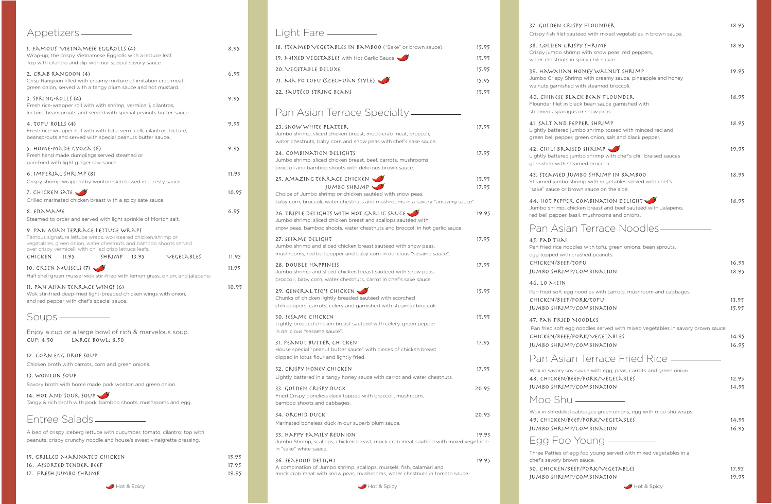## Appetizers

1. FAMOUS VIETNAMESE EGGROLLS (4) 8.95
Wrap-up, the crispy Vietnamese Eggrolls with a lettuce leaf.
Top with cilantro and dip with our special savory sauce.

2. CRAB RANGOON (4) 6.95
Crisp Rangoon filled with creamy mixture of imitation crab meat,
green onion, served with a tangy plum sauce and hot mustard.

3. SPRING-ROLLS (4) 9.95
Fresh rice-wrapper roll with with shrimp, vermicelli, cilantros,
lecture, beansprouts and served with special peanuts butter sauce.

4. TOFU ROLLS (4) 9.95
Fresh rice-wrapper roll with with tofu, vermicelli, cilantros, lecture,
beansprouts and served with special peanuts butter sauce.

5. HOME-MADE GYOZA (6) 9.95
Fresh hand made dumplings served steamed or
pan-fried with light ginger soy-sauce.

6. IMPERIAL SHRIMP (8) 11.95
Crispy shrimp wrapped by wonton-skin tossed in a zesty sauce.

7. CHICKEN SATE 10.95
Grilled marinated chicken breast with a spicy sate sauce.

8. EDAMAME 6.95
Steamed to order and served with light sprinkle of Morton salt.

9. PAN ASIAN TERRACE LETTUCE WRAPS
Famous signature lettuce wraps, wok-seared chicken/shrimp or
vegetables, green onion, water chestnuts and bamboo shoots served
over crispy vermicelli with chilled crisp lettuce leafs.
CHICKEN 11.95 SHRIMP 13.95 VEGETABLES 11.95

10. GREEN MUSSELS (7) 11.95
Half shell green mussel wok stir-fried with lemon grass, onion, and jalapeno.

11. PAN ASIAN TERRACE WINGS (6) 10.95
Wok stir-fried deep-fried light-breaded chicken wings with onion,
and red pepper with chef's special sauce.

## Soups

Enjoy a cup or a large bowl of rich & marvelous soup.
CUP: 4.50 LARGE BOWL: 8.50

12. CORN EGG DROP SOUP
Chicken broth with carrots, corn and green onions.

13. WONTON SOUP
Savory broth with home made pork wonton and green onion.

14. HOT AND SOUR SOUP
Tangy & rich broth with pork, bamboo shoots, mushrooms and egg.

## Entree Salads

A bed of crispy iceberg lettuce with cucumber, tomato, cilantro; top with
peanuts, crispy crunchy noodle and house's sweet vinaigrette dressing.

15. GRILLED MARINATED CHICKEN 15.95
16. ASSORTED TENDER BEEF 17.95
17. FRESH JUMBO SHRIMP 19.95

Hot & Spicy

## Light Fare

18. STEAMED VEGETABLES IN BAMBOO ("Sake" or brown sauce) 15.95
19. MIXED VEGETABLES with Hot Garlic Sauce 15.95
20. VEGETABLE DELUXE 15.95
21. MA PO TOFU (SZECHUAN STYLE) 15.95
22. SAUTÉED STRING BEANS 15.95

## Pan Asian Terrace Specialty

23. SNOW WHITE PLATTER 17.95
Jumbo shrimp, sliced chicken breast, mock-crab meat, broccoli,
water chestnuts, baby corn and snow peas with chef's sake sauce.

24. COMBINATION DELIGHTS 17.95
Jumbo shrimp, sliced chicken breast, beef, carrots, mushrooms,
broccoli and bamboo shoots with delicious brown sauce.

25. AMAZING TERRACE CHICKEN 15.95
JUMBO SHRIMP 17.95
Choice of Jumbo shrimp or chicken sautéed with snow peas,
baby corn, broccoli, water chestnuts and mushrooms in a savory "amazing sauce".

26. TRIPLE DELIGHTS WITH HOT GARLIC SAUCE 19.95
Jumbo shrimp, sliced chicken breast and scallops sautéed with
snow peas, bamboo shoots, water chestnuts and broccoli in hot garlic sauce.

27. SESAME DELIGHT 17.95
Jumbo shrimp and sliced chicken breast sautéed with snow peas,
mushrooms, red bell pepper and baby corn in delicious "sesame sauce".

28. DOUBLE HAPPINESS 17.95
Jumbo shrimp and sliced chicken breast sautéed with snow peas,
broccoli, baby corn, water chestnuts, carrot in chef's sake sauce.

29. GENERAL TSO'S CHICKEN 15.95
Chunks of chicken lightly breaded sautéed with scorched
chili peppers, carrots, celery and garnished with steamed broccoli.

30. SESAME CHICKEN 15.95
Lightly breaded chicken breast sautéed with celery, green pepper
in delicious "sesame sauce".

31. PEANUT BUTTER CHICKEN 17.95
House special "peanut butter sauce" with pieces of chicken breast
dipped in lotus flour and lightly fried.

32. CRISPY HONEY CHICKEN 17.95
Lightly battered in a tangy honey sauce with carrot and water chestnuts.

33. GOLDEN CRISPY DUCK 20.95
Fried Crispy boneless duck topped with broccoli, mushroom,
bamboo shoots and cabbages.

34. ORCHID DUCK 20.95
Marinated boneless duck in our superb plum sauce.

35. HAPPY FAMILY REUNION 19.95
Jumbo Shrimp, scallops, chicken breast, mock crab meat sautéed with mixed vegetable
in "sake" white sauce.

36. SEAFOOD DELIGHT 19.95
A combination of Jumbo shrimp, scallops, mussels, fish, calamari and
mock crab meat with snow peas, mushrooms, water chestnuts in tomato sauce.

Hot & Spicy

37. GOLDEN CRISPY FLOUNDER 18.95
Crispy fish filet sautéed with mixed vegetables in brown sauce.

38. GOLDEN CRISPY SHRIMP 18.95
Crispy jumbo shrimp with snow peas, red peppers,
water chestnuts in spicy chili sauce.

39. HAWAIIAN HONEY WALNUT SHRIMP 19.95
Jumbo Crispy Shrimp with creamy sauce, pineapple and honey
walnuts garnished with steamed broccoli.

40. CHINESE BLACK BEAN FLOUNDER 18.95
Flounder filet in black bean sauce garnished with
steamed asparagus or snow peas.

41. SALT AND PEPPER SHRIMP 18.95
Lightly battered jumbo shrimp tossed with minced red and
green bell pepper, green onion, salt and black pepper.

42. CHILI BRAISED SHRIMP 19.95
Lightly battered jumbo shrimp with chef's chili braised sauces
garnished with steamed broccoli.

43. STEAMED JUMBO SHRIMP IN BAMBOO 18.95
Steamed jumbo shrimp with vegetables served with chef's
"sake" sauce or brown sauce on the side.

44. HOT PEPPER COMBINATION DELIGHT 18.95
Jumbo shrimp, chicken breast and beef sautéed with Jalapeno,
red bell pepper, basil, mushrooms and onions.

## Pan Asian Terrace Noodles

45. PAD THAI
Pan fried rice noodles with tofu, green onions, bean sprouts,
egg topped with crushed peanuts.
CHICKEN/BEEF/TOFU 16.95
JUMBO SHRIMP/COMBINATION 18.95

46. LO MEIN
Pan fried soft egg noodles with carrots, mushroom and cabbages.
CHICKEN/BEEF/PORK/TOFU 13.95
JUMBO SHRIMP/COMBINATION 15.95

47. PAN FRIED NOODLES
Pan fried soft egg noodles served with mixed vegetables in savory brown sauce.
CHICKEN/BEEF/PORK/VEGETABLES 14.95
JUMBO SHRIMP/COMBINATION 16.95

## Pan Asian Terrace Fried Rice

Wok in savory soy sauce with egg, peas, carrots and green onion
48. CHICKEN/BEEF/PORK/VEGETABLES 12.95
JUMBO SHRIMP/COMBINATION 14.95

## Moo Shu

Wok in shredded cabbages green onions, egg with moo shu wraps.
49. CHICKEN/BEEF/PORK/VEGETABLES 14.95
JUMBO SHRIMP/COMBINATION 16.95

## Egg Foo Young

Three Patties of egg foo young served with mixed vegetables in a
chef's savory brown sauce.
50. CHICKEN/BEEF/PORK/VEGETABLES 17.95
JUMBO SHRIMP/COMBINATION 19.95

Hot & Spicy